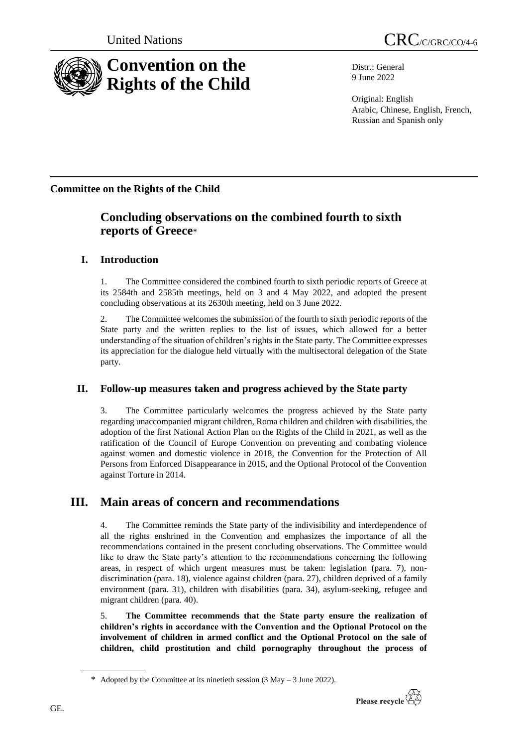United Nations CRC/C/GRC/CO/4-6

# Convention on the Rights of the Child

Distr.: General
9 June 2022

Original: English
Arabic, Chinese, English, French, Russian and Spanish only

**Committee on the Rights of the Child**

## Concluding observations on the combined fourth to sixth reports of Greece*

### I. Introduction

1. The Committee considered the combined fourth to sixth periodic reports of Greece at its 2584th and 2585th meetings, held on 3 and 4 May 2022, and adopted the present concluding observations at its 2630th meeting, held on 3 June 2022.

2. The Committee welcomes the submission of the fourth to sixth periodic reports of the State party and the written replies to the list of issues, which allowed for a better understanding of the situation of children's rights in the State party. The Committee expresses its appreciation for the dialogue held virtually with the multisectoral delegation of the State party.

### II. Follow-up measures taken and progress achieved by the State party

3. The Committee particularly welcomes the progress achieved by the State party regarding unaccompanied migrant children, Roma children and children with disabilities, the adoption of the first National Action Plan on the Rights of the Child in 2021, as well as the ratification of the Council of Europe Convention on preventing and combating violence against women and domestic violence in 2018, the Convention for the Protection of All Persons from Enforced Disappearance in 2015, and the Optional Protocol of the Convention against Torture in 2014.

## III. Main areas of concern and recommendations

4. The Committee reminds the State party of the indivisibility and interdependence of all the rights enshrined in the Convention and emphasizes the importance of all the recommendations contained in the present concluding observations. The Committee would like to draw the State party's attention to the recommendations concerning the following areas, in respect of which urgent measures must be taken: legislation (para. 7), non-discrimination (para. 18), violence against children (para. 27), children deprived of a family environment (para. 31), children with disabilities (para. 34), asylum-seeking, refugee and migrant children (para. 40).

5. **The Committee recommends that the State party ensure the realization of children's rights in accordance with the Convention and the Optional Protocol on the involvement of children in armed conflict and the Optional Protocol on the sale of children, child prostitution and child pornography throughout the process of**

\* Adopted by the Committee at its ninetieth session (3 May – 3 June 2022).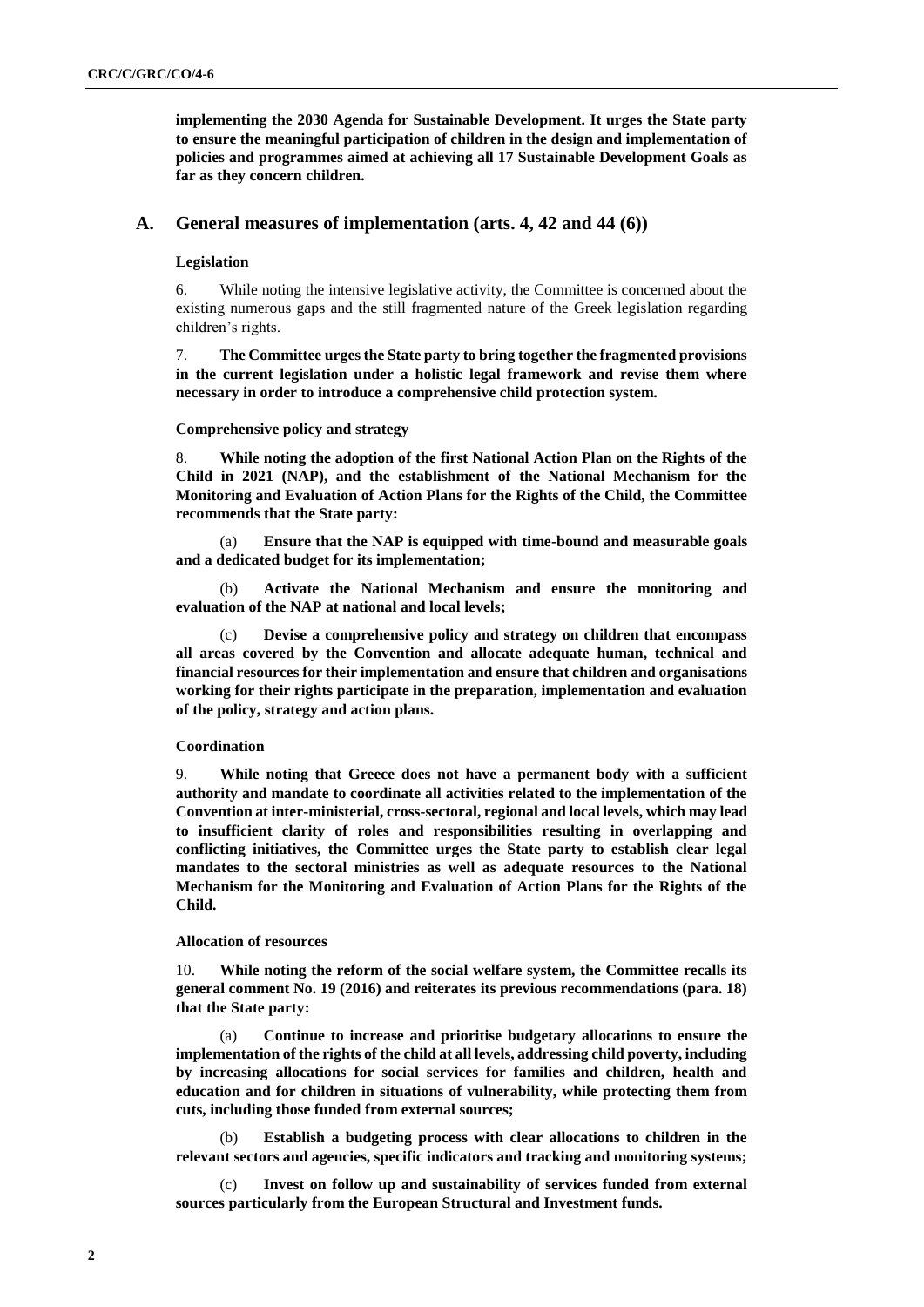**implementing the 2030 Agenda for Sustainable Development. It urges the State party to ensure the meaningful participation of children in the design and implementation of policies and programmes aimed at achieving all 17 Sustainable Development Goals as far as they concern children.**

## A. General measures of implementation (arts. 4, 42 and 44 (6))

### Legislation

6. While noting the intensive legislative activity, the Committee is concerned about the existing numerous gaps and the still fragmented nature of the Greek legislation regarding children's rights.

7. **The Committee urges the State party to bring together the fragmented provisions in the current legislation under a holistic legal framework and revise them where necessary in order to introduce a comprehensive child protection system.**

### Comprehensive policy and strategy

8. **While noting the adoption of the first National Action Plan on the Rights of the Child in 2021 (NAP), and the establishment of the National Mechanism for the Monitoring and Evaluation of Action Plans for the Rights of the Child, the Committee recommends that the State party:**

(a) **Ensure that the NAP is equipped with time-bound and measurable goals and a dedicated budget for its implementation;**

(b) **Activate the National Mechanism and ensure the monitoring and evaluation of the NAP at national and local levels;**

(c) **Devise a comprehensive policy and strategy on children that encompass all areas covered by the Convention and allocate adequate human, technical and financial resources for their implementation and ensure that children and organisations working for their rights participate in the preparation, implementation and evaluation of the policy, strategy and action plans.**

### Coordination

9. **While noting that Greece does not have a permanent body with a sufficient authority and mandate to coordinate all activities related to the implementation of the Convention at inter-ministerial, cross-sectoral, regional and local levels, which may lead to insufficient clarity of roles and responsibilities resulting in overlapping and conflicting initiatives, the Committee urges the State party to establish clear legal mandates to the sectoral ministries as well as adequate resources to the National Mechanism for the Monitoring and Evaluation of Action Plans for the Rights of the Child.**

### Allocation of resources

10. **While noting the reform of the social welfare system, the Committee recalls its general comment No. 19 (2016) and reiterates its previous recommendations (para. 18) that the State party:**

(a) **Continue to increase and prioritise budgetary allocations to ensure the implementation of the rights of the child at all levels, addressing child poverty, including by increasing allocations for social services for families and children, health and education and for children in situations of vulnerability, while protecting them from cuts, including those funded from external sources;**

(b) **Establish a budgeting process with clear allocations to children in the relevant sectors and agencies, specific indicators and tracking and monitoring systems;**

(c) **Invest on follow up and sustainability of services funded from external sources particularly from the European Structural and Investment funds.**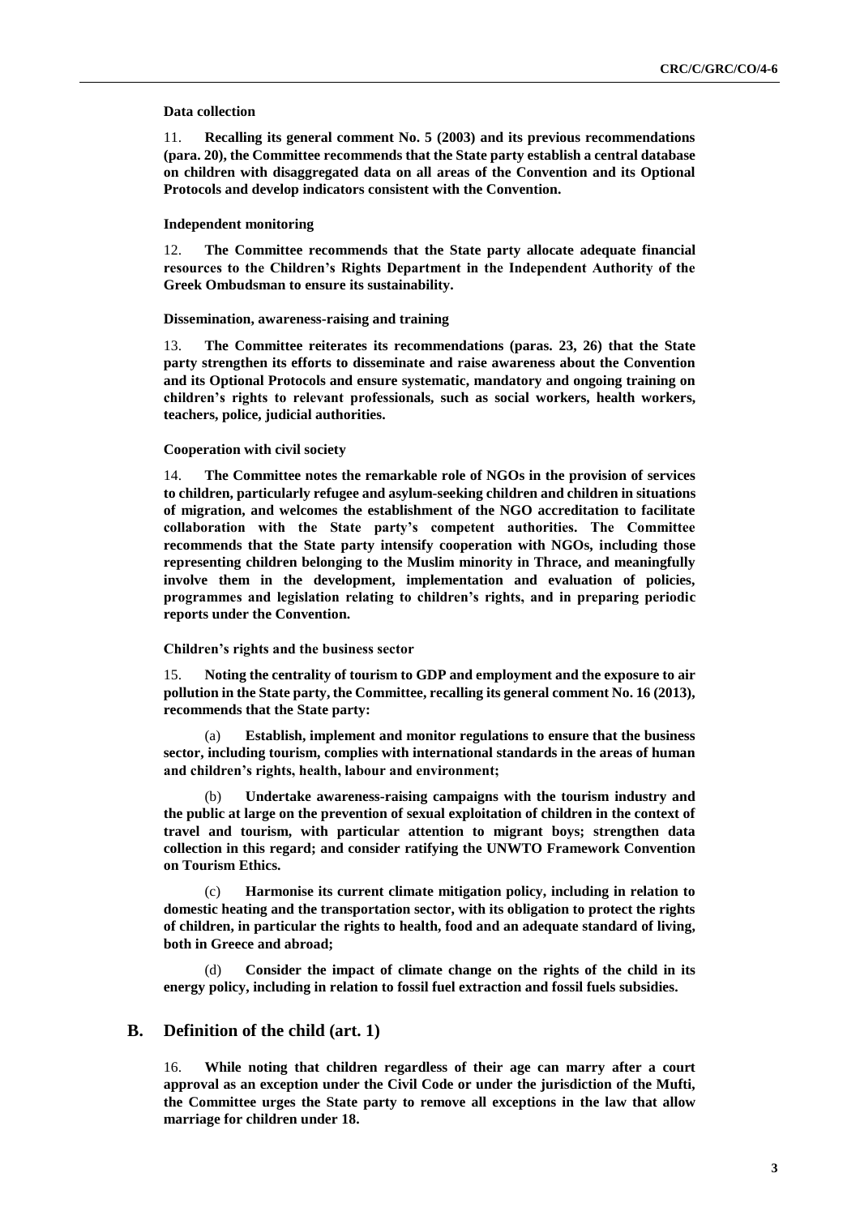#### Data collection

11. **Recalling its general comment No. 5 (2003) and its previous recommendations (para. 20), the Committee recommends that the State party establish a central database on children with disaggregated data on all areas of the Convention and its Optional Protocols and develop indicators consistent with the Convention.**

#### Independent monitoring

12. **The Committee recommends that the State party allocate adequate financial resources to the Children's Rights Department in the Independent Authority of the Greek Ombudsman to ensure its sustainability.**

#### Dissemination, awareness-raising and training

13. **The Committee reiterates its recommendations (paras. 23, 26) that the State party strengthen its efforts to disseminate and raise awareness about the Convention and its Optional Protocols and ensure systematic, mandatory and ongoing training on children's rights to relevant professionals, such as social workers, health workers, teachers, police, judicial authorities.**

#### Cooperation with civil society

14. **The Committee notes the remarkable role of NGOs in the provision of services to children, particularly refugee and asylum-seeking children and children in situations of migration, and welcomes the establishment of the NGO accreditation to facilitate collaboration with the State party's competent authorities. The Committee recommends that the State party intensify cooperation with NGOs, including those representing children belonging to the Muslim minority in Thrace, and meaningfully involve them in the development, implementation and evaluation of policies, programmes and legislation relating to children's rights, and in preparing periodic reports under the Convention.**

#### Children's rights and the business sector

15. **Noting the centrality of tourism to GDP and employment and the exposure to air pollution in the State party, the Committee, recalling its general comment No. 16 (2013), recommends that the State party:**

(a) **Establish, implement and monitor regulations to ensure that the business sector, including tourism, complies with international standards in the areas of human and children's rights, health, labour and environment;**

(b) **Undertake awareness-raising campaigns with the tourism industry and the public at large on the prevention of sexual exploitation of children in the context of travel and tourism, with particular attention to migrant boys; strengthen data collection in this regard; and consider ratifying the UNWTO Framework Convention on Tourism Ethics.**

(c) **Harmonise its current climate mitigation policy, including in relation to domestic heating and the transportation sector, with its obligation to protect the rights of children, in particular the rights to health, food and an adequate standard of living, both in Greece and abroad;**

(d) **Consider the impact of climate change on the rights of the child in its energy policy, including in relation to fossil fuel extraction and fossil fuels subsidies.**

## B. Definition of the child (art. 1)

16. **While noting that children regardless of their age can marry after a court approval as an exception under the Civil Code or under the jurisdiction of the Mufti, the Committee urges the State party to remove all exceptions in the law that allow marriage for children under 18.**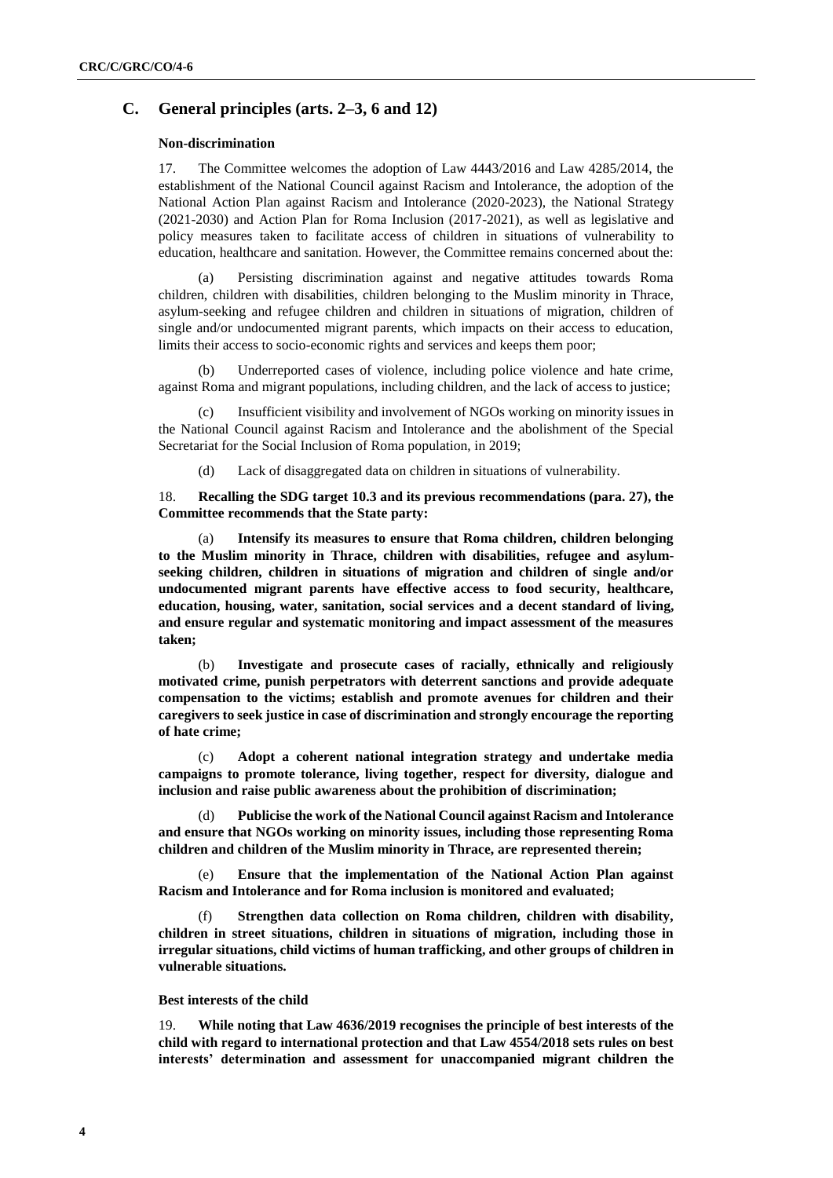## C. General principles (arts. 2–3, 6 and 12)

### Non-discrimination

17. The Committee welcomes the adoption of Law 4443/2016 and Law 4285/2014, the establishment of the National Council against Racism and Intolerance, the adoption of the National Action Plan against Racism and Intolerance (2020-2023), the National Strategy (2021-2030) and Action Plan for Roma Inclusion (2017-2021), as well as legislative and policy measures taken to facilitate access of children in situations of vulnerability to education, healthcare and sanitation. However, the Committee remains concerned about the:

(a) Persisting discrimination against and negative attitudes towards Roma children, children with disabilities, children belonging to the Muslim minority in Thrace, asylum-seeking and refugee children and children in situations of migration, children of single and/or undocumented migrant parents, which impacts on their access to education, limits their access to socio-economic rights and services and keeps them poor;

(b) Underreported cases of violence, including police violence and hate crime, against Roma and migrant populations, including children, and the lack of access to justice;

(c) Insufficient visibility and involvement of NGOs working on minority issues in the National Council against Racism and Intolerance and the abolishment of the Special Secretariat for the Social Inclusion of Roma population, in 2019;

(d) Lack of disaggregated data on children in situations of vulnerability.

18. **Recalling the SDG target 10.3 and its previous recommendations (para. 27), the Committee recommends that the State party:**

(a) **Intensify its measures to ensure that Roma children, children belonging to the Muslim minority in Thrace, children with disabilities, refugee and asylum-seeking children, children in situations of migration and children of single and/or undocumented migrant parents have effective access to food security, healthcare, education, housing, water, sanitation, social services and a decent standard of living, and ensure regular and systematic monitoring and impact assessment of the measures taken;**

(b) **Investigate and prosecute cases of racially, ethnically and religiously motivated crime, punish perpetrators with deterrent sanctions and provide adequate compensation to the victims; establish and promote avenues for children and their caregivers to seek justice in case of discrimination and strongly encourage the reporting of hate crime;**

(c) **Adopt a coherent national integration strategy and undertake media campaigns to promote tolerance, living together, respect for diversity, dialogue and inclusion and raise public awareness about the prohibition of discrimination;**

(d) **Publicise the work of the National Council against Racism and Intolerance and ensure that NGOs working on minority issues, including those representing Roma children and children of the Muslim minority in Thrace, are represented therein;**

(e) **Ensure that the implementation of the National Action Plan against Racism and Intolerance and for Roma inclusion is monitored and evaluated;**

(f) **Strengthen data collection on Roma children, children with disability, children in street situations, children in situations of migration, including those in irregular situations, child victims of human trafficking, and other groups of children in vulnerable situations.**

### Best interests of the child

19. **While noting that Law 4636/2019 recognises the principle of best interests of the child with regard to international protection and that Law 4554/2018 sets rules on best interests' determination and assessment for unaccompanied migrant children the**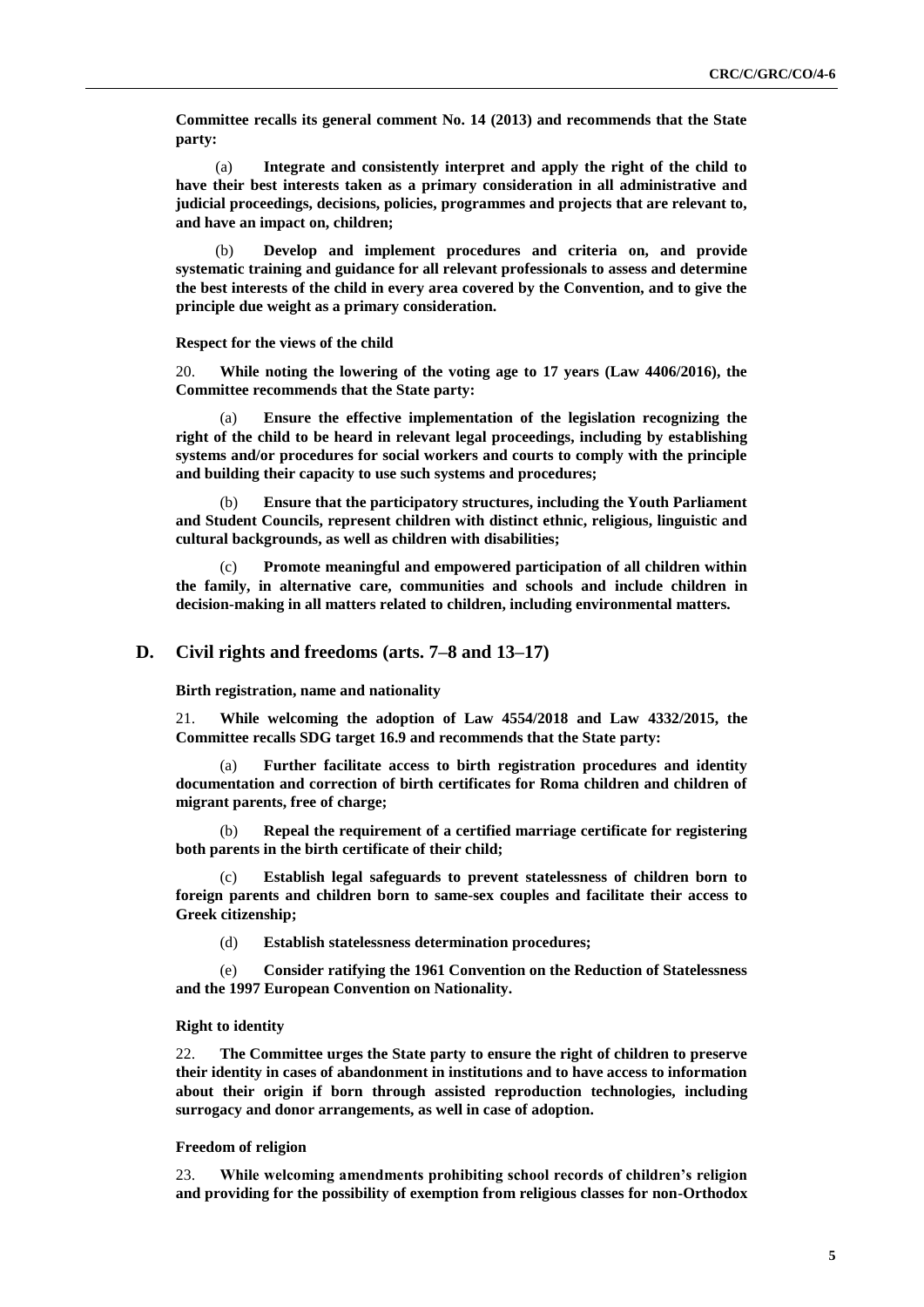**Committee recalls its general comment No. 14 (2013) and recommends that the State party:**

(a) **Integrate and consistently interpret and apply the right of the child to have their best interests taken as a primary consideration in all administrative and judicial proceedings, decisions, policies, programmes and projects that are relevant to, and have an impact on, children;**

(b) **Develop and implement procedures and criteria on, and provide systematic training and guidance for all relevant professionals to assess and determine the best interests of the child in every area covered by the Convention, and to give the principle due weight as a primary consideration.**

#### Respect for the views of the child

20. **While noting the lowering of the voting age to 17 years (Law 4406/2016), the Committee recommends that the State party:**

(a) **Ensure the effective implementation of the legislation recognizing the right of the child to be heard in relevant legal proceedings, including by establishing systems and/or procedures for social workers and courts to comply with the principle and building their capacity to use such systems and procedures;**

(b) **Ensure that the participatory structures, including the Youth Parliament and Student Councils, represent children with distinct ethnic, religious, linguistic and cultural backgrounds, as well as children with disabilities;**

(c) **Promote meaningful and empowered participation of all children within the family, in alternative care, communities and schools and include children in decision-making in all matters related to children, including environmental matters.**

## D. Civil rights and freedoms (arts. 7–8 and 13–17)

#### Birth registration, name and nationality

21. **While welcoming the adoption of Law 4554/2018 and Law 4332/2015, the Committee recalls SDG target 16.9 and recommends that the State party:**

(a) **Further facilitate access to birth registration procedures and identity documentation and correction of birth certificates for Roma children and children of migrant parents, free of charge;**

(b) **Repeal the requirement of a certified marriage certificate for registering both parents in the birth certificate of their child;**

(c) **Establish legal safeguards to prevent statelessness of children born to foreign parents and children born to same-sex couples and facilitate their access to Greek citizenship;**

(d) **Establish statelessness determination procedures;**

(e) **Consider ratifying the 1961 Convention on the Reduction of Statelessness and the 1997 European Convention on Nationality.**

#### Right to identity

22. **The Committee urges the State party to ensure the right of children to preserve their identity in cases of abandonment in institutions and to have access to information about their origin if born through assisted reproduction technologies, including surrogacy and donor arrangements, as well in case of adoption.**

#### Freedom of religion

23. **While welcoming amendments prohibiting school records of children's religion and providing for the possibility of exemption from religious classes for non-Orthodox**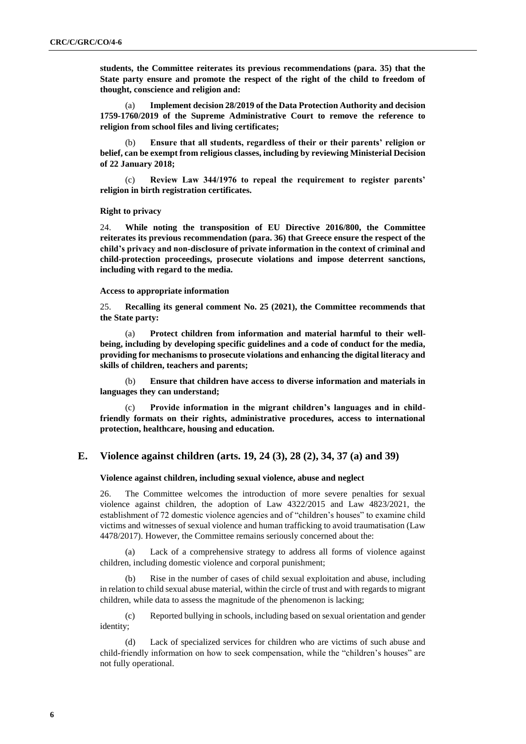**students, the Committee reiterates its previous recommendations (para. 35) that the State party ensure and promote the respect of the right of the child to freedom of thought, conscience and religion and:**

(a) **Implement decision 28/2019 of the Data Protection Authority and decision 1759-1760/2019 of the Supreme Administrative Court to remove the reference to religion from school files and living certificates;**

(b) **Ensure that all students, regardless of their or their parents' religion or belief, can be exempt from religious classes, including by reviewing Ministerial Decision of 22 January 2018;**

(c) **Review Law 344/1976 to repeal the requirement to register parents' religion in birth registration certificates.**

#### Right to privacy

24. **While noting the transposition of EU Directive 2016/800, the Committee reiterates its previous recommendation (para. 36) that Greece ensure the respect of the child's privacy and non-disclosure of private information in the context of criminal and child-protection proceedings, prosecute violations and impose deterrent sanctions, including with regard to the media.**

#### Access to appropriate information

25. **Recalling its general comment No. 25 (2021), the Committee recommends that the State party:**

(a) **Protect children from information and material harmful to their well-being, including by developing specific guidelines and a code of conduct for the media, providing for mechanisms to prosecute violations and enhancing the digital literacy and skills of children, teachers and parents;**

(b) **Ensure that children have access to diverse information and materials in languages they can understand;**

(c) **Provide information in the migrant children's languages and in child-friendly formats on their rights, administrative procedures, access to international protection, healthcare, housing and education.**

## E. Violence against children (arts. 19, 24 (3), 28 (2), 34, 37 (a) and 39)

#### Violence against children, including sexual violence, abuse and neglect

26. The Committee welcomes the introduction of more severe penalties for sexual violence against children, the adoption of Law 4322/2015 and Law 4823/2021, the establishment of 72 domestic violence agencies and of "children's houses" to examine child victims and witnesses of sexual violence and human trafficking to avoid traumatisation (Law 4478/2017). However, the Committee remains seriously concerned about the:

(a) Lack of a comprehensive strategy to address all forms of violence against children, including domestic violence and corporal punishment;

(b) Rise in the number of cases of child sexual exploitation and abuse, including in relation to child sexual abuse material, within the circle of trust and with regards to migrant children, while data to assess the magnitude of the phenomenon is lacking;

(c) Reported bullying in schools, including based on sexual orientation and gender identity;

(d) Lack of specialized services for children who are victims of such abuse and child-friendly information on how to seek compensation, while the "children's houses" are not fully operational.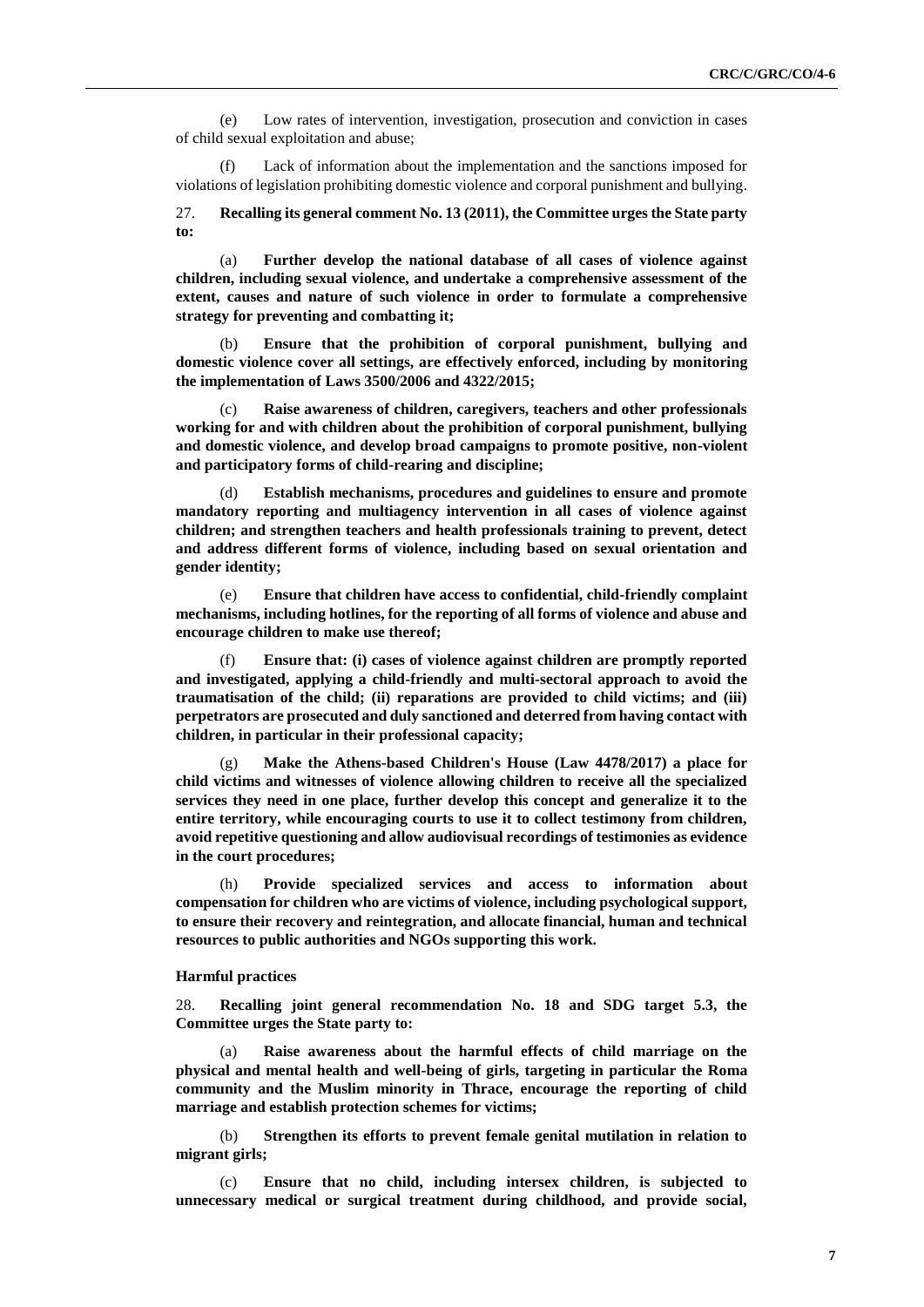(e) Low rates of intervention, investigation, prosecution and conviction in cases of child sexual exploitation and abuse;

(f) Lack of information about the implementation and the sanctions imposed for violations of legislation prohibiting domestic violence and corporal punishment and bullying.

27. **Recalling its general comment No. 13 (2011), the Committee urges the State party to:**

(a) **Further develop the national database of all cases of violence against children, including sexual violence, and undertake a comprehensive assessment of the extent, causes and nature of such violence in order to formulate a comprehensive strategy for preventing and combatting it;**

(b) **Ensure that the prohibition of corporal punishment, bullying and domestic violence cover all settings, are effectively enforced, including by monitoring the implementation of Laws 3500/2006 and 4322/2015;**

(c) **Raise awareness of children, caregivers, teachers and other professionals working for and with children about the prohibition of corporal punishment, bullying and domestic violence, and develop broad campaigns to promote positive, non-violent and participatory forms of child-rearing and discipline;**

(d) **Establish mechanisms, procedures and guidelines to ensure and promote mandatory reporting and multiagency intervention in all cases of violence against children; and strengthen teachers and health professionals training to prevent, detect and address different forms of violence, including based on sexual orientation and gender identity;**

(e) **Ensure that children have access to confidential, child-friendly complaint mechanisms, including hotlines, for the reporting of all forms of violence and abuse and encourage children to make use thereof;**

(f) **Ensure that: (i) cases of violence against children are promptly reported and investigated, applying a child-friendly and multi-sectoral approach to avoid the traumatisation of the child; (ii) reparations are provided to child victims; and (iii) perpetrators are prosecuted and duly sanctioned and deterred from having contact with children, in particular in their professional capacity;**

(g) **Make the Athens-based Children's House (Law 4478/2017) a place for child victims and witnesses of violence allowing children to receive all the specialized services they need in one place, further develop this concept and generalize it to the entire territory, while encouraging courts to use it to collect testimony from children, avoid repetitive questioning and allow audiovisual recordings of testimonies as evidence in the court procedures;**

(h) **Provide specialized services and access to information about compensation for children who are victims of violence, including psychological support, to ensure their recovery and reintegration, and allocate financial, human and technical resources to public authorities and NGOs supporting this work.**

#### Harmful practices

28. **Recalling joint general recommendation No. 18 and SDG target 5.3, the Committee urges the State party to:**

(a) **Raise awareness about the harmful effects of child marriage on the physical and mental health and well-being of girls, targeting in particular the Roma community and the Muslim minority in Thrace, encourage the reporting of child marriage and establish protection schemes for victims;**

(b) **Strengthen its efforts to prevent female genital mutilation in relation to migrant girls;**

(c) **Ensure that no child, including intersex children, is subjected to unnecessary medical or surgical treatment during childhood, and provide social,**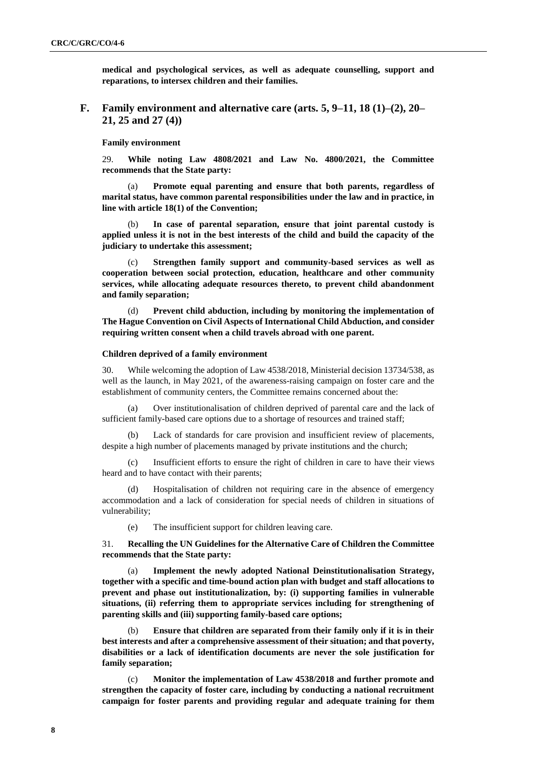**medical and psychological services, as well as adequate counselling, support and reparations, to intersex children and their families.**

## F. Family environment and alternative care (arts. 5, 9–11, 18 (1)–(2), 20–21, 25 and 27 (4))

### Family environment

29. **While noting Law 4808/2021 and Law No. 4800/2021, the Committee recommends that the State party:**

(a) **Promote equal parenting and ensure that both parents, regardless of marital status, have common parental responsibilities under the law and in practice, in line with article 18(1) of the Convention;**

(b) **In case of parental separation, ensure that joint parental custody is applied unless it is not in the best interests of the child and build the capacity of the judiciary to undertake this assessment;**

(c) **Strengthen family support and community-based services as well as cooperation between social protection, education, healthcare and other community services, while allocating adequate resources thereto, to prevent child abandonment and family separation;**

(d) **Prevent child abduction, including by monitoring the implementation of The Hague Convention on Civil Aspects of International Child Abduction, and consider requiring written consent when a child travels abroad with one parent.**

### Children deprived of a family environment

30. While welcoming the adoption of Law 4538/2018, Ministerial decision 13734/538, as well as the launch, in May 2021, of the awareness-raising campaign on foster care and the establishment of community centers, the Committee remains concerned about the:

(a) Over institutionalisation of children deprived of parental care and the lack of sufficient family-based care options due to a shortage of resources and trained staff;

(b) Lack of standards for care provision and insufficient review of placements, despite a high number of placements managed by private institutions and the church;

(c) Insufficient efforts to ensure the right of children in care to have their views heard and to have contact with their parents;

(d) Hospitalisation of children not requiring care in the absence of emergency accommodation and a lack of consideration for special needs of children in situations of vulnerability;

(e) The insufficient support for children leaving care.

31. **Recalling the UN Guidelines for the Alternative Care of Children the Committee recommends that the State party:**

(a) **Implement the newly adopted National Deinstitutionalisation Strategy, together with a specific and time-bound action plan with budget and staff allocations to prevent and phase out institutionalization, by: (i) supporting families in vulnerable situations, (ii) referring them to appropriate services including for strengthening of parenting skills and (iii) supporting family-based care options;**

(b) **Ensure that children are separated from their family only if it is in their best interests and after a comprehensive assessment of their situation; and that poverty, disabilities or a lack of identification documents are never the sole justification for family separation;**

(c) **Monitor the implementation of Law 4538/2018 and further promote and strengthen the capacity of foster care, including by conducting a national recruitment campaign for foster parents and providing regular and adequate training for them**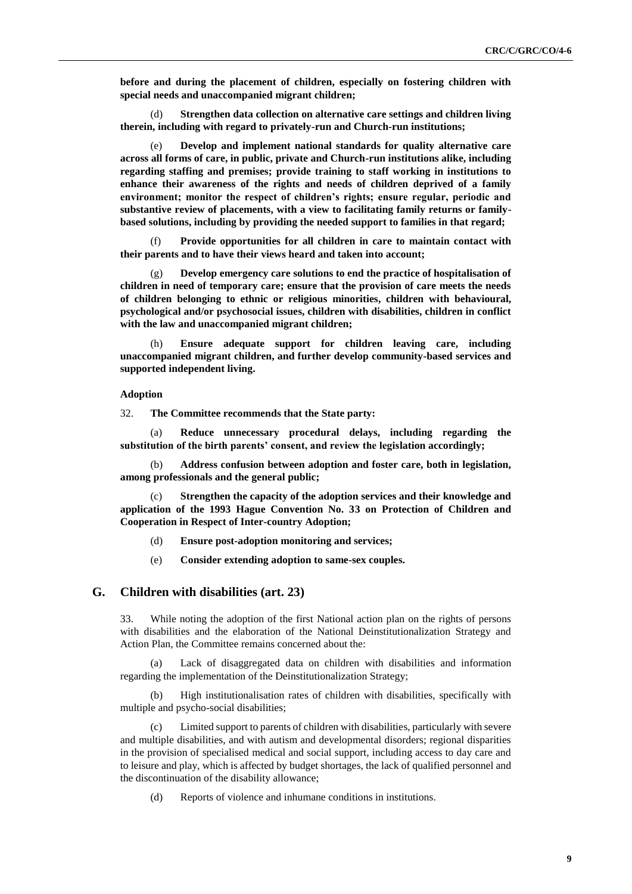**before and during the placement of children, especially on fostering children with special needs and unaccompanied migrant children;**

(d) **Strengthen data collection on alternative care settings and children living therein, including with regard to privately-run and Church-run institutions;**

(e) **Develop and implement national standards for quality alternative care across all forms of care, in public, private and Church-run institutions alike, including regarding staffing and premises; provide training to staff working in institutions to enhance their awareness of the rights and needs of children deprived of a family environment; monitor the respect of children's rights; ensure regular, periodic and substantive review of placements, with a view to facilitating family returns or family-based solutions, including by providing the needed support to families in that regard;**

(f) **Provide opportunities for all children in care to maintain contact with their parents and to have their views heard and taken into account;**

(g) **Develop emergency care solutions to end the practice of hospitalisation of children in need of temporary care; ensure that the provision of care meets the needs of children belonging to ethnic or religious minorities, children with behavioural, psychological and/or psychosocial issues, children with disabilities, children in conflict with the law and unaccompanied migrant children;**

(h) **Ensure adequate support for children leaving care, including unaccompanied migrant children, and further develop community-based services and supported independent living.**

**Adoption**

32. **The Committee recommends that the State party:**

(a) **Reduce unnecessary procedural delays, including regarding the substitution of the birth parents' consent, and review the legislation accordingly;**

(b) **Address confusion between adoption and foster care, both in legislation, among professionals and the general public;**

(c) **Strengthen the capacity of the adoption services and their knowledge and application of the 1993 Hague Convention No. 33 on Protection of Children and Cooperation in Respect of Inter-country Adoption;**

(d) **Ensure post-adoption monitoring and services;**

(e) **Consider extending adoption to same-sex couples.**

## G. Children with disabilities (art. 23)

33. While noting the adoption of the first National action plan on the rights of persons with disabilities and the elaboration of the National Deinstitutionalization Strategy and Action Plan, the Committee remains concerned about the:

(a) Lack of disaggregated data on children with disabilities and information regarding the implementation of the Deinstitutionalization Strategy;

(b) High institutionalisation rates of children with disabilities, specifically with multiple and psycho-social disabilities;

(c) Limited support to parents of children with disabilities, particularly with severe and multiple disabilities, and with autism and developmental disorders; regional disparities in the provision of specialised medical and social support, including access to day care and to leisure and play, which is affected by budget shortages, the lack of qualified personnel and the discontinuation of the disability allowance;

(d) Reports of violence and inhumane conditions in institutions.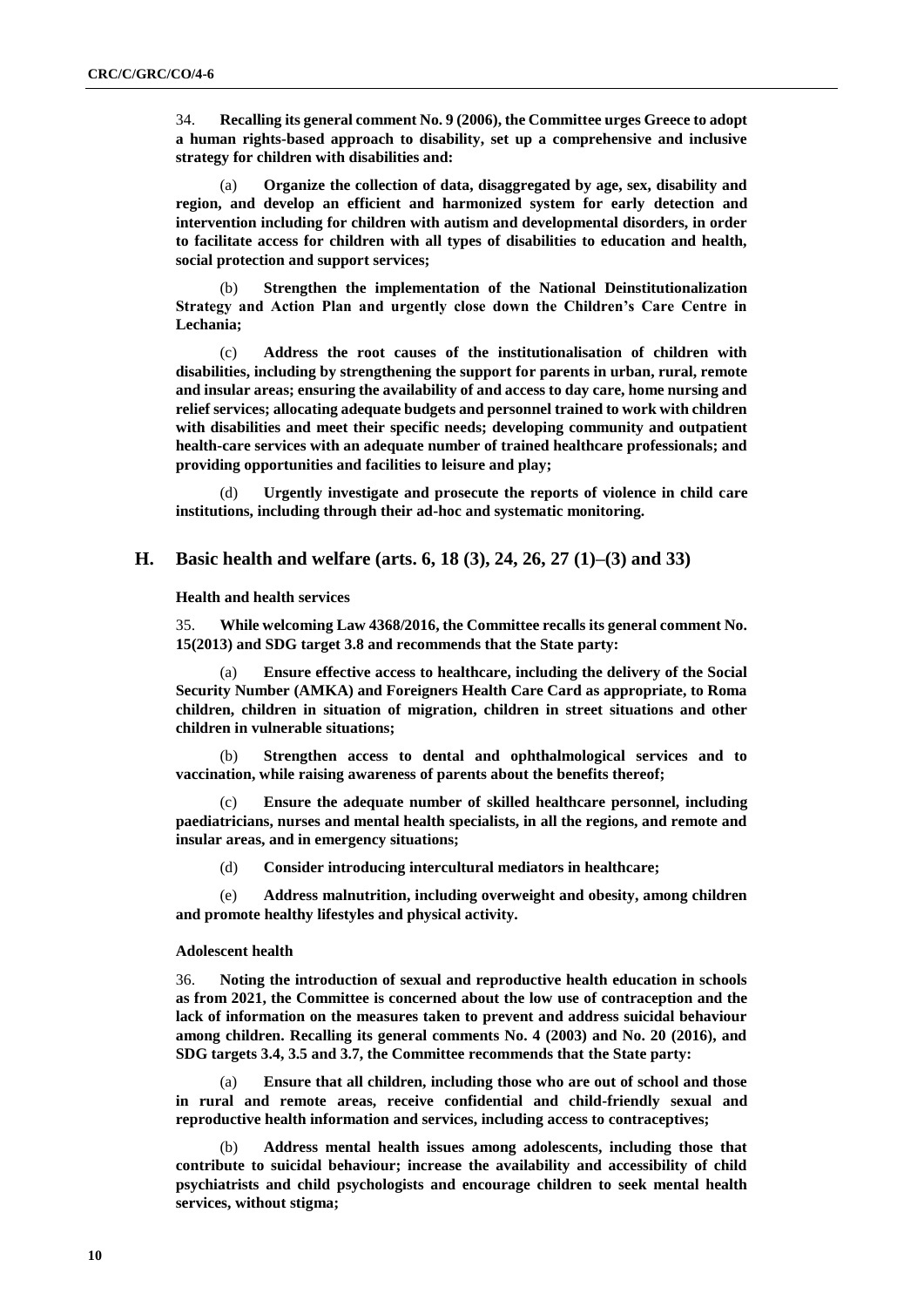34. **Recalling its general comment No. 9 (2006), the Committee urges Greece to adopt a human rights-based approach to disability, set up a comprehensive and inclusive strategy for children with disabilities and:**

(a) **Organize the collection of data, disaggregated by age, sex, disability and region, and develop an efficient and harmonized system for early detection and intervention including for children with autism and developmental disorders, in order to facilitate access for children with all types of disabilities to education and health, social protection and support services;**

(b) **Strengthen the implementation of the National Deinstitutionalization Strategy and Action Plan and urgently close down the Children's Care Centre in Lechania;**

(c) **Address the root causes of the institutionalisation of children with disabilities, including by strengthening the support for parents in urban, rural, remote and insular areas; ensuring the availability of and access to day care, home nursing and relief services; allocating adequate budgets and personnel trained to work with children with disabilities and meet their specific needs; developing community and outpatient health-care services with an adequate number of trained healthcare professionals; and providing opportunities and facilities to leisure and play;**

(d) **Urgently investigate and prosecute the reports of violence in child care institutions, including through their ad-hoc and systematic monitoring.**

## H. Basic health and welfare (arts. 6, 18 (3), 24, 26, 27 (1)–(3) and 33)

### Health and health services

35. **While welcoming Law 4368/2016, the Committee recalls its general comment No. 15(2013) and SDG target 3.8 and recommends that the State party:**

(a) **Ensure effective access to healthcare, including the delivery of the Social Security Number (AMKA) and Foreigners Health Care Card as appropriate, to Roma children, children in situation of migration, children in street situations and other children in vulnerable situations;**

(b) **Strengthen access to dental and ophthalmological services and to vaccination, while raising awareness of parents about the benefits thereof;**

(c) **Ensure the adequate number of skilled healthcare personnel, including paediatricians, nurses and mental health specialists, in all the regions, and remote and insular areas, and in emergency situations;**

(d) **Consider introducing intercultural mediators in healthcare;**

(e) **Address malnutrition, including overweight and obesity, among children and promote healthy lifestyles and physical activity.**

### Adolescent health

36. **Noting the introduction of sexual and reproductive health education in schools as from 2021, the Committee is concerned about the low use of contraception and the lack of information on the measures taken to prevent and address suicidal behaviour among children. Recalling its general comments No. 4 (2003) and No. 20 (2016), and SDG targets 3.4, 3.5 and 3.7, the Committee recommends that the State party:**

(a) **Ensure that all children, including those who are out of school and those in rural and remote areas, receive confidential and child-friendly sexual and reproductive health information and services, including access to contraceptives;**

(b) **Address mental health issues among adolescents, including those that contribute to suicidal behaviour; increase the availability and accessibility of child psychiatrists and child psychologists and encourage children to seek mental health services, without stigma;**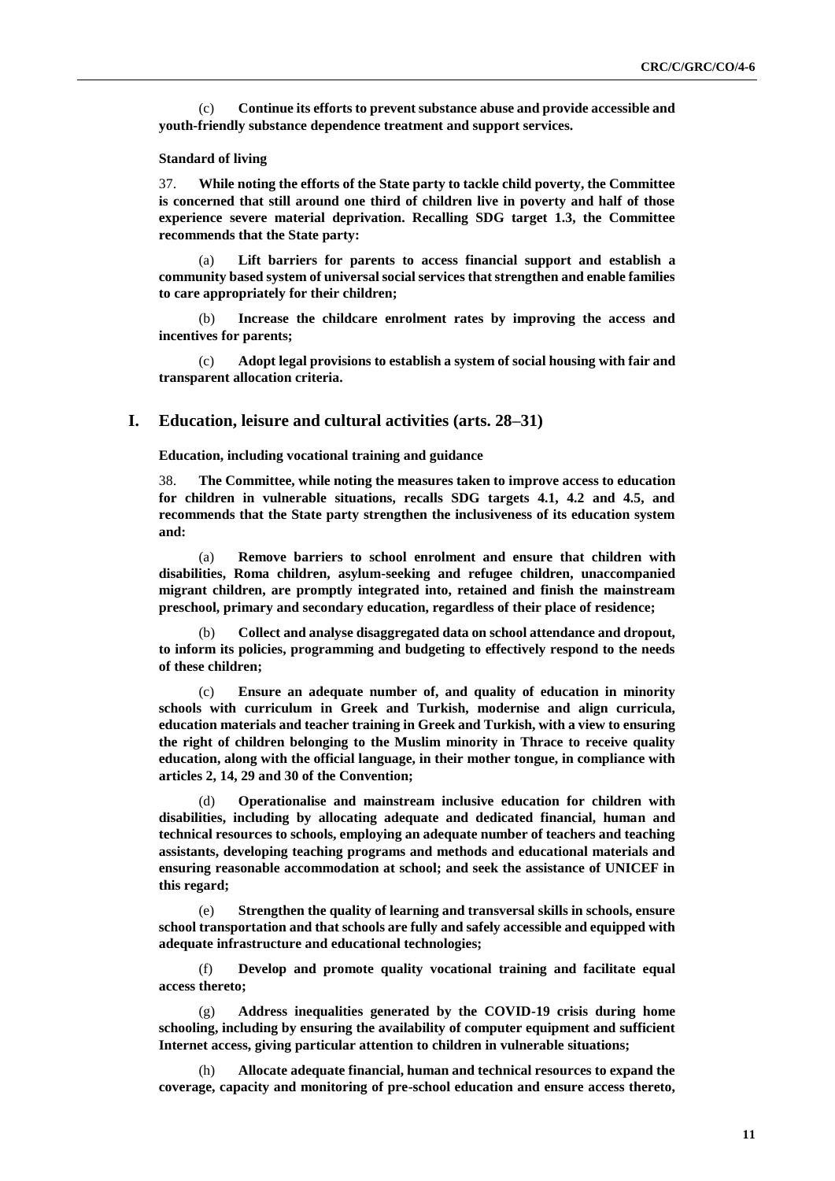(c) **Continue its efforts to prevent substance abuse and provide accessible and youth-friendly substance dependence treatment and support services.**

**Standard of living**

37. **While noting the efforts of the State party to tackle child poverty, the Committee is concerned that still around one third of children live in poverty and half of those experience severe material deprivation. Recalling SDG target 1.3, the Committee recommends that the State party:**

(a) **Lift barriers for parents to access financial support and establish a community based system of universal social services that strengthen and enable families to care appropriately for their children;**

(b) **Increase the childcare enrolment rates by improving the access and incentives for parents;**

(c) **Adopt legal provisions to establish a system of social housing with fair and transparent allocation criteria.**

## I. Education, leisure and cultural activities (arts. 28–31)

**Education, including vocational training and guidance**

38. **The Committee, while noting the measures taken to improve access to education for children in vulnerable situations, recalls SDG targets 4.1, 4.2 and 4.5, and recommends that the State party strengthen the inclusiveness of its education system and:**

(a) **Remove barriers to school enrolment and ensure that children with disabilities, Roma children, asylum-seeking and refugee children, unaccompanied migrant children, are promptly integrated into, retained and finish the mainstream preschool, primary and secondary education, regardless of their place of residence;**

(b) **Collect and analyse disaggregated data on school attendance and dropout, to inform its policies, programming and budgeting to effectively respond to the needs of these children;**

(c) **Ensure an adequate number of, and quality of education in minority schools with curriculum in Greek and Turkish, modernise and align curricula, education materials and teacher training in Greek and Turkish, with a view to ensuring the right of children belonging to the Muslim minority in Thrace to receive quality education, along with the official language, in their mother tongue, in compliance with articles 2, 14, 29 and 30 of the Convention;**

(d) **Operationalise and mainstream inclusive education for children with disabilities, including by allocating adequate and dedicated financial, human and technical resources to schools, employing an adequate number of teachers and teaching assistants, developing teaching programs and methods and educational materials and ensuring reasonable accommodation at school; and seek the assistance of UNICEF in this regard;**

(e) **Strengthen the quality of learning and transversal skills in schools, ensure school transportation and that schools are fully and safely accessible and equipped with adequate infrastructure and educational technologies;**

(f) **Develop and promote quality vocational training and facilitate equal access thereto;**

(g) **Address inequalities generated by the COVID-19 crisis during home schooling, including by ensuring the availability of computer equipment and sufficient Internet access, giving particular attention to children in vulnerable situations;**

(h) **Allocate adequate financial, human and technical resources to expand the coverage, capacity and monitoring of pre-school education and ensure access thereto,**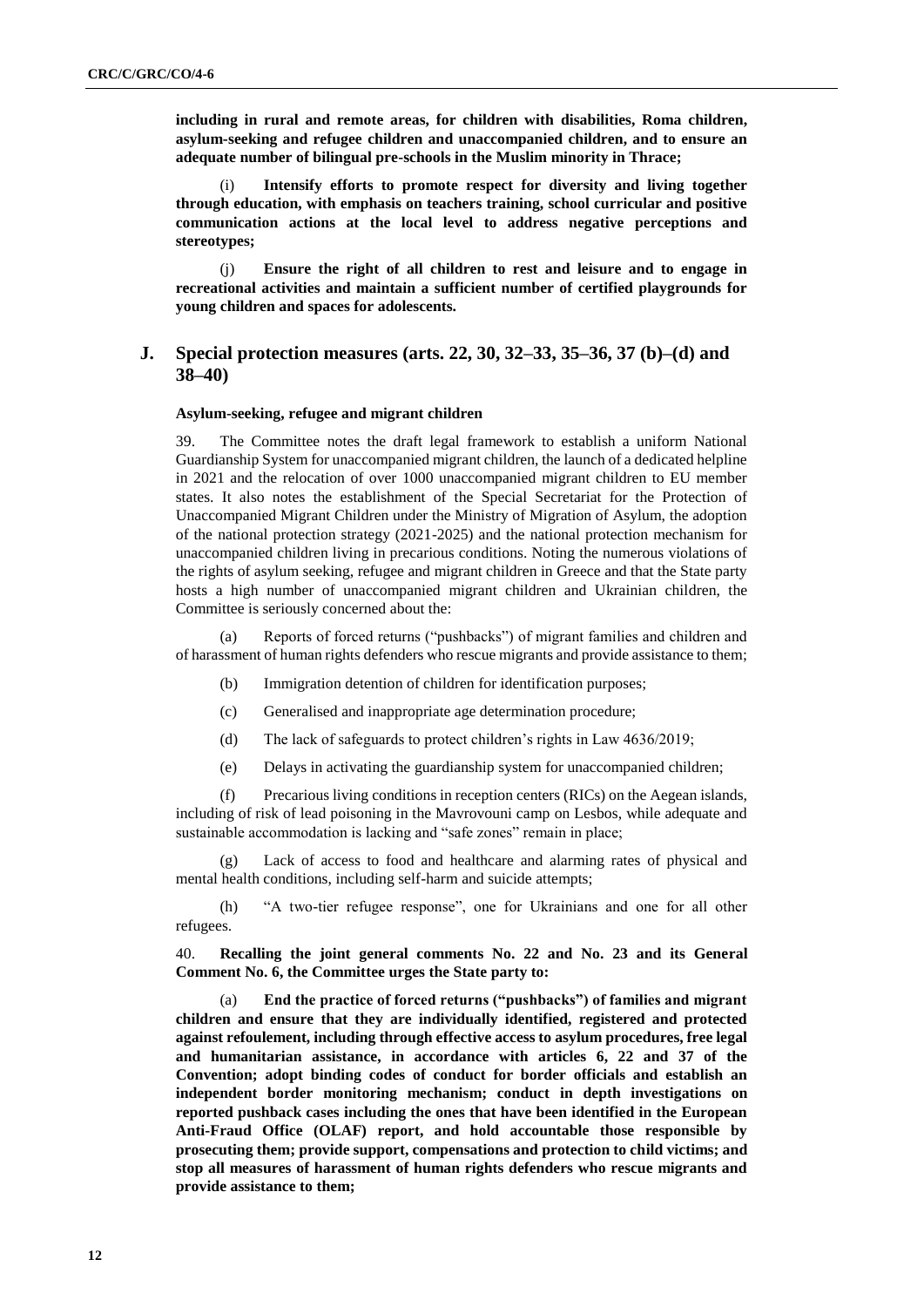**including in rural and remote areas, for children with disabilities, Roma children, asylum-seeking and refugee children and unaccompanied children, and to ensure an adequate number of bilingual pre-schools in the Muslim minority in Thrace;**

(i) **Intensify efforts to promote respect for diversity and living together through education, with emphasis on teachers training, school curricular and positive communication actions at the local level to address negative perceptions and stereotypes;**

(j) **Ensure the right of all children to rest and leisure and to engage in recreational activities and maintain a sufficient number of certified playgrounds for young children and spaces for adolescents.**

## J. Special protection measures (arts. 22, 30, 32–33, 35–36, 37 (b)–(d) and 38–40)

#### Asylum-seeking, refugee and migrant children

39. The Committee notes the draft legal framework to establish a uniform National Guardianship System for unaccompanied migrant children, the launch of a dedicated helpline in 2021 and the relocation of over 1000 unaccompanied migrant children to EU member states. It also notes the establishment of the Special Secretariat for the Protection of Unaccompanied Migrant Children under the Ministry of Migration of Asylum, the adoption of the national protection strategy (2021-2025) and the national protection mechanism for unaccompanied children living in precarious conditions. Noting the numerous violations of the rights of asylum seeking, refugee and migrant children in Greece and that the State party hosts a high number of unaccompanied migrant children and Ukrainian children, the Committee is seriously concerned about the:

(a) Reports of forced returns ("pushbacks") of migrant families and children and of harassment of human rights defenders who rescue migrants and provide assistance to them;

(b) Immigration detention of children for identification purposes;

(c) Generalised and inappropriate age determination procedure;

(d) The lack of safeguards to protect children's rights in Law 4636/2019;

(e) Delays in activating the guardianship system for unaccompanied children;

(f) Precarious living conditions in reception centers (RICs) on the Aegean islands, including of risk of lead poisoning in the Mavrovouni camp on Lesbos, while adequate and sustainable accommodation is lacking and "safe zones" remain in place;

(g) Lack of access to food and healthcare and alarming rates of physical and mental health conditions, including self-harm and suicide attempts;

(h) "A two-tier refugee response", one for Ukrainians and one for all other refugees.

40. **Recalling the joint general comments No. 22 and No. 23 and its General Comment No. 6, the Committee urges the State party to:**

(a) **End the practice of forced returns ("pushbacks") of families and migrant children and ensure that they are individually identified, registered and protected against refoulement, including through effective access to asylum procedures, free legal and humanitarian assistance, in accordance with articles 6, 22 and 37 of the Convention; adopt binding codes of conduct for border officials and establish an independent border monitoring mechanism; conduct in depth investigations on reported pushback cases including the ones that have been identified in the European Anti-Fraud Office (OLAF) report, and hold accountable those responsible by prosecuting them; provide support, compensations and protection to child victims; and stop all measures of harassment of human rights defenders who rescue migrants and provide assistance to them;**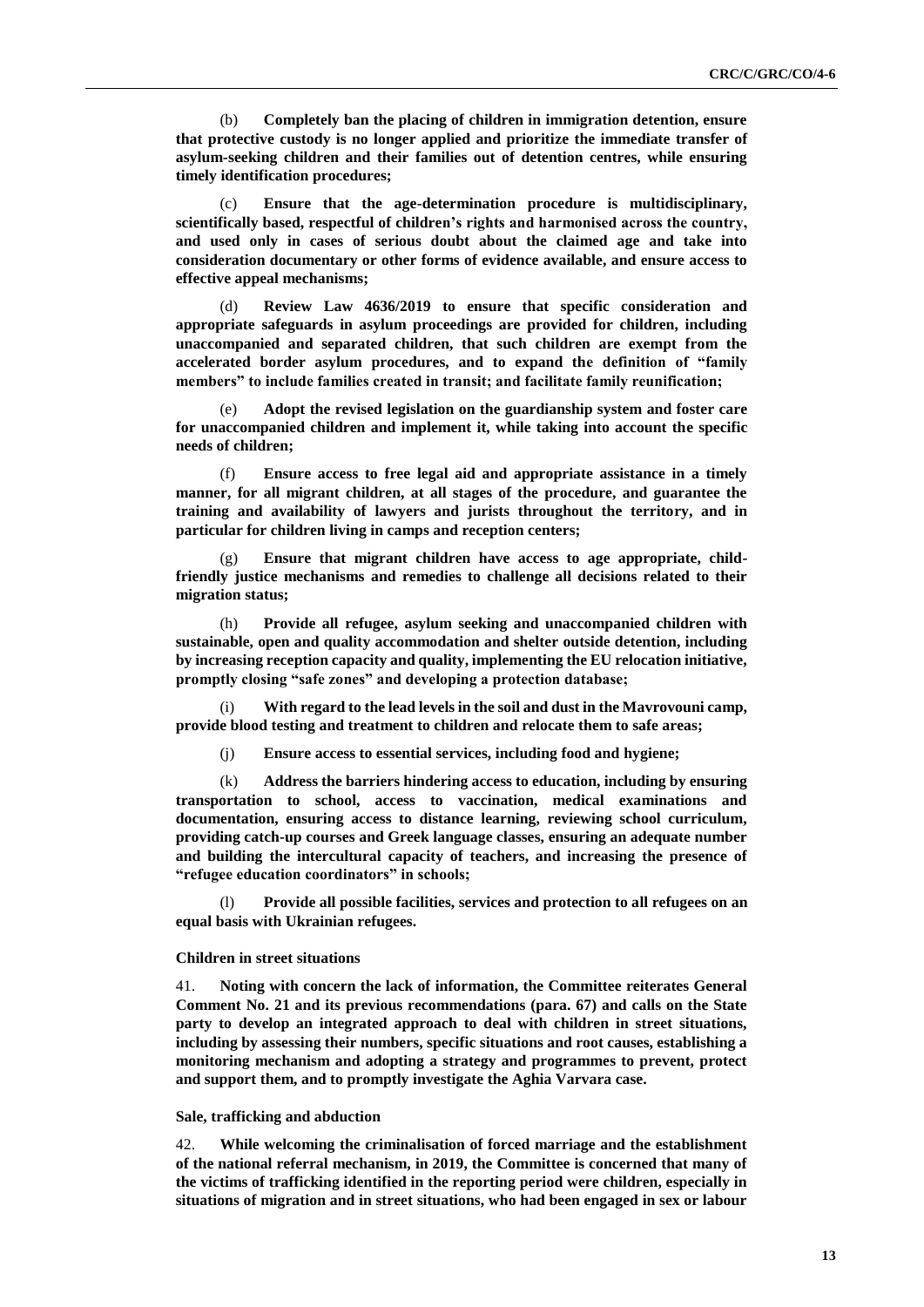(b) **Completely ban the placing of children in immigration detention, ensure that protective custody is no longer applied and prioritize the immediate transfer of asylum-seeking children and their families out of detention centres, while ensuring timely identification procedures;**

(c) **Ensure that the age-determination procedure is multidisciplinary, scientifically based, respectful of children's rights and harmonised across the country, and used only in cases of serious doubt about the claimed age and take into consideration documentary or other forms of evidence available, and ensure access to effective appeal mechanisms;**

(d) **Review Law 4636/2019 to ensure that specific consideration and appropriate safeguards in asylum proceedings are provided for children, including unaccompanied and separated children, that such children are exempt from the accelerated border asylum procedures, and to expand the definition of "family members" to include families created in transit; and facilitate family reunification;**

(e) **Adopt the revised legislation on the guardianship system and foster care for unaccompanied children and implement it, while taking into account the specific needs of children;**

(f) **Ensure access to free legal aid and appropriate assistance in a timely manner, for all migrant children, at all stages of the procedure, and guarantee the training and availability of lawyers and jurists throughout the territory, and in particular for children living in camps and reception centers;**

(g) **Ensure that migrant children have access to age appropriate, child-friendly justice mechanisms and remedies to challenge all decisions related to their migration status;**

(h) **Provide all refugee, asylum seeking and unaccompanied children with sustainable, open and quality accommodation and shelter outside detention, including by increasing reception capacity and quality, implementing the EU relocation initiative, promptly closing "safe zones" and developing a protection database;**

(i) **With regard to the lead levels in the soil and dust in the Mavrovouni camp, provide blood testing and treatment to children and relocate them to safe areas;**

(j) **Ensure access to essential services, including food and hygiene;**

(k) **Address the barriers hindering access to education, including by ensuring transportation to school, access to vaccination, medical examinations and documentation, ensuring access to distance learning, reviewing school curriculum, providing catch-up courses and Greek language classes, ensuring an adequate number and building the intercultural capacity of teachers, and increasing the presence of "refugee education coordinators" in schools;**

(l) **Provide all possible facilities, services and protection to all refugees on an equal basis with Ukrainian refugees.**

#### Children in street situations

41. **Noting with concern the lack of information, the Committee reiterates General Comment No. 21 and its previous recommendations (para. 67) and calls on the State party to develop an integrated approach to deal with children in street situations, including by assessing their numbers, specific situations and root causes, establishing a monitoring mechanism and adopting a strategy and programmes to prevent, protect and support them, and to promptly investigate the Aghia Varvara case.**

#### Sale, trafficking and abduction

42. **While welcoming the criminalisation of forced marriage and the establishment of the national referral mechanism, in 2019, the Committee is concerned that many of the victims of trafficking identified in the reporting period were children, especially in situations of migration and in street situations, who had been engaged in sex or labour**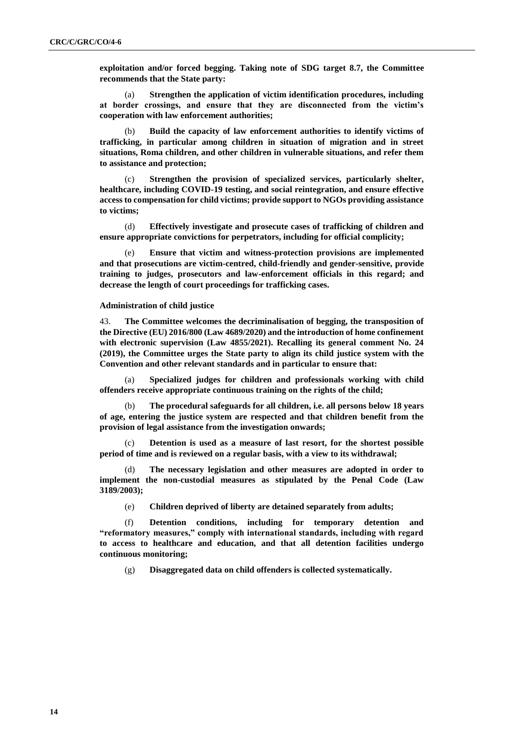**exploitation and/or forced begging. Taking note of SDG target 8.7, the Committee recommends that the State party:**

(a) **Strengthen the application of victim identification procedures, including at border crossings, and ensure that they are disconnected from the victim's cooperation with law enforcement authorities;**

(b) **Build the capacity of law enforcement authorities to identify victims of trafficking, in particular among children in situation of migration and in street situations, Roma children, and other children in vulnerable situations, and refer them to assistance and protection;**

(c) **Strengthen the provision of specialized services, particularly shelter, healthcare, including COVID-19 testing, and social reintegration, and ensure effective access to compensation for child victims; provide support to NGOs providing assistance to victims;**

(d) **Effectively investigate and prosecute cases of trafficking of children and ensure appropriate convictions for perpetrators, including for official complicity;**

(e) **Ensure that victim and witness-protection provisions are implemented and that prosecutions are victim-centred, child-friendly and gender-sensitive, provide training to judges, prosecutors and law-enforcement officials in this regard; and decrease the length of court proceedings for trafficking cases.**

### Administration of child justice

43. **The Committee welcomes the decriminalisation of begging, the transposition of the Directive (EU) 2016/800 (Law 4689/2020) and the introduction of home confinement with electronic supervision (Law 4855/2021). Recalling its general comment No. 24 (2019), the Committee urges the State party to align its child justice system with the Convention and other relevant standards and in particular to ensure that:**

(a) **Specialized judges for children and professionals working with child offenders receive appropriate continuous training on the rights of the child;**

(b) **The procedural safeguards for all children, i.e. all persons below 18 years of age, entering the justice system are respected and that children benefit from the provision of legal assistance from the investigation onwards;**

(c) **Detention is used as a measure of last resort, for the shortest possible period of time and is reviewed on a regular basis, with a view to its withdrawal;**

(d) **The necessary legislation and other measures are adopted in order to implement the non-custodial measures as stipulated by the Penal Code (Law 3189/2003);**

(e) **Children deprived of liberty are detained separately from adults;**

(f) **Detention conditions, including for temporary detention and "reformatory measures," comply with international standards, including with regard to access to healthcare and education, and that all detention facilities undergo continuous monitoring;**

(g) **Disaggregated data on child offenders is collected systematically.**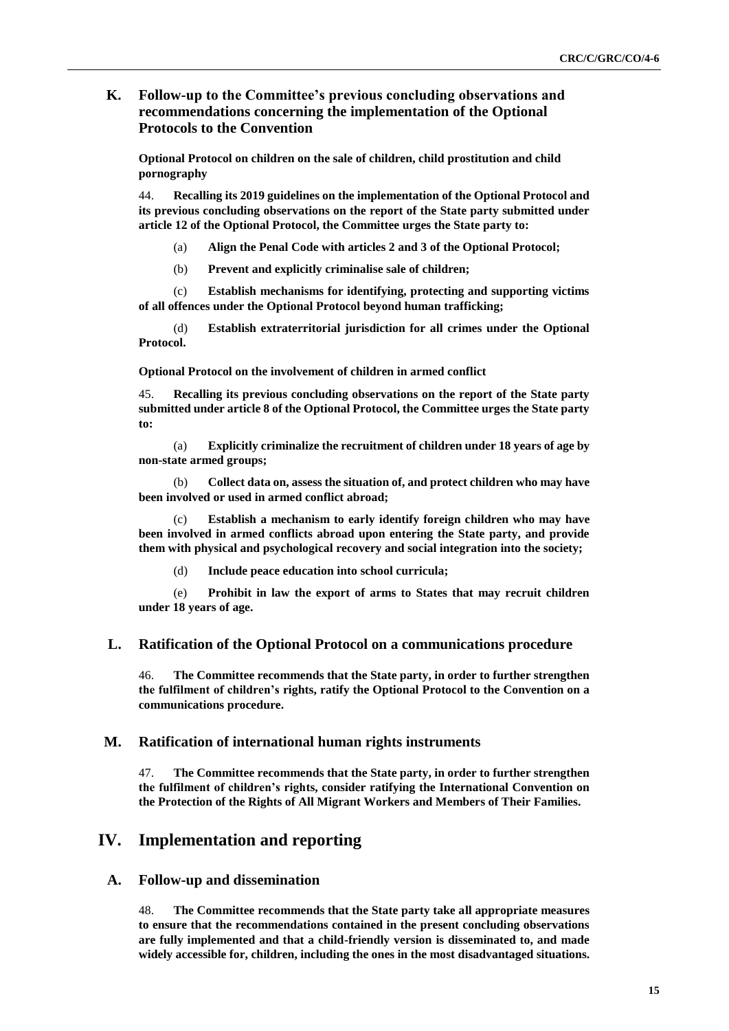## K. Follow-up to the Committee's previous concluding observations and recommendations concerning the implementation of the Optional Protocols to the Convention

**Optional Protocol on children on the sale of children, child prostitution and child pornography**

44. **Recalling its 2019 guidelines on the implementation of the Optional Protocol and its previous concluding observations on the report of the State party submitted under article 12 of the Optional Protocol, the Committee urges the State party to:**

(a) **Align the Penal Code with articles 2 and 3 of the Optional Protocol;**

(b) **Prevent and explicitly criminalise sale of children;**

(c) **Establish mechanisms for identifying, protecting and supporting victims of all offences under the Optional Protocol beyond human trafficking;**

(d) **Establish extraterritorial jurisdiction for all crimes under the Optional Protocol.**

**Optional Protocol on the involvement of children in armed conflict**

45. **Recalling its previous concluding observations on the report of the State party submitted under article 8 of the Optional Protocol, the Committee urges the State party to:**

(a) **Explicitly criminalize the recruitment of children under 18 years of age by non-state armed groups;**

(b) **Collect data on, assess the situation of, and protect children who may have been involved or used in armed conflict abroad;**

(c) **Establish a mechanism to early identify foreign children who may have been involved in armed conflicts abroad upon entering the State party, and provide them with physical and psychological recovery and social integration into the society;**

(d) **Include peace education into school curricula;**

(e) **Prohibit in law the export of arms to States that may recruit children under 18 years of age.**

## L. Ratification of the Optional Protocol on a communications procedure

46. **The Committee recommends that the State party, in order to further strengthen the fulfilment of children's rights, ratify the Optional Protocol to the Convention on a communications procedure.**

## M. Ratification of international human rights instruments

47. **The Committee recommends that the State party, in order to further strengthen the fulfilment of children's rights, consider ratifying the International Convention on the Protection of the Rights of All Migrant Workers and Members of Their Families.**

# IV. Implementation and reporting

## A. Follow-up and dissemination

48. **The Committee recommends that the State party take all appropriate measures to ensure that the recommendations contained in the present concluding observations are fully implemented and that a child-friendly version is disseminated to, and made widely accessible for, children, including the ones in the most disadvantaged situations.**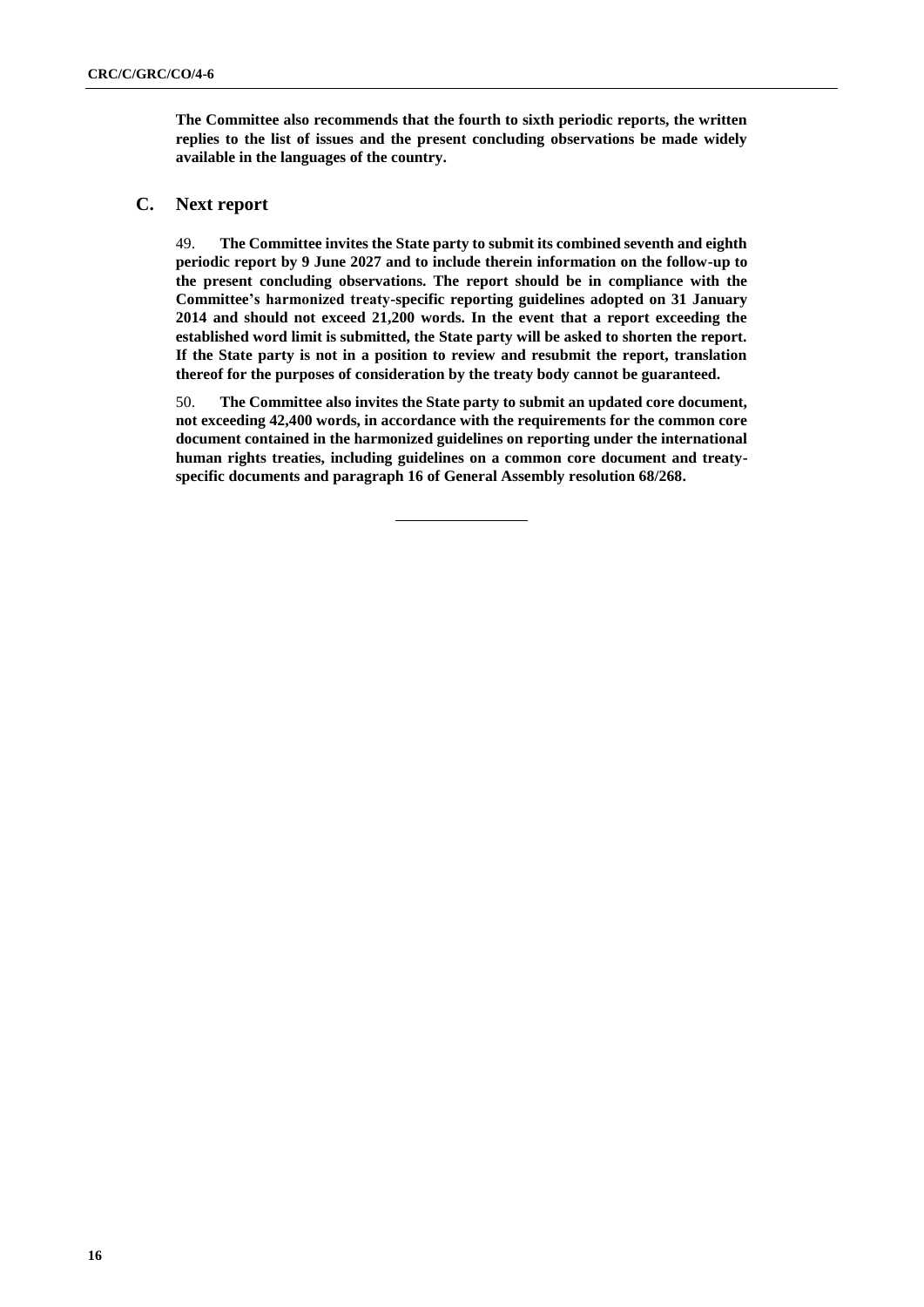**The Committee also recommends that the fourth to sixth periodic reports, the written replies to the list of issues and the present concluding observations be made widely available in the languages of the country.**

## C. Next report

49. **The Committee invites the State party to submit its combined seventh and eighth periodic report by 9 June 2027 and to include therein information on the follow-up to the present concluding observations. The report should be in compliance with the Committee's harmonized treaty-specific reporting guidelines adopted on 31 January 2014 and should not exceed 21,200 words. In the event that a report exceeding the established word limit is submitted, the State party will be asked to shorten the report. If the State party is not in a position to review and resubmit the report, translation thereof for the purposes of consideration by the treaty body cannot be guaranteed.**

50. **The Committee also invites the State party to submit an updated core document, not exceeding 42,400 words, in accordance with the requirements for the common core document contained in the harmonized guidelines on reporting under the international human rights treaties, including guidelines on a common core document and treaty-specific documents and paragraph 16 of General Assembly resolution 68/268.**